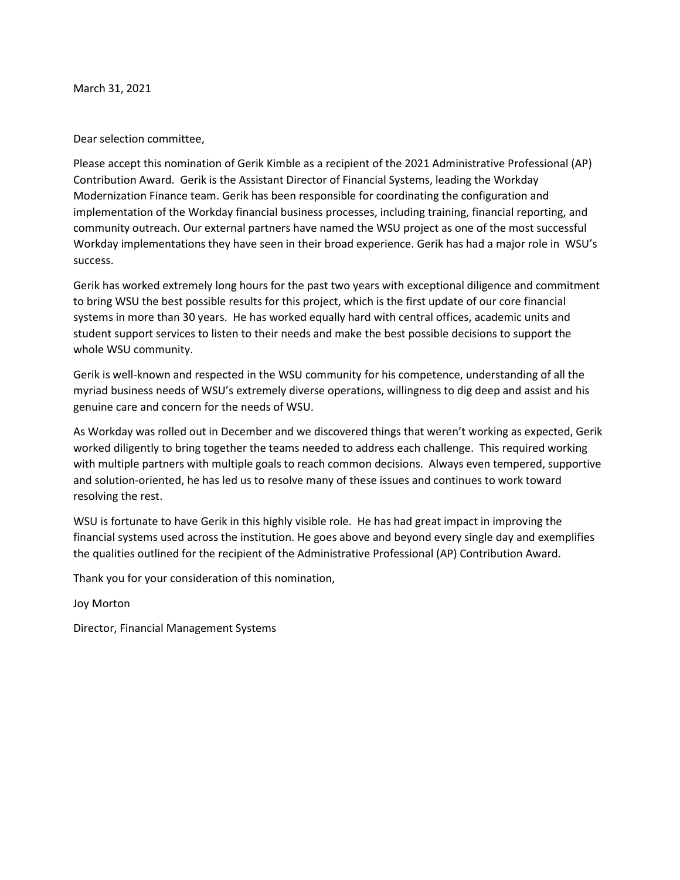March 31, 2021

Dear selection committee,

Please accept this nomination of Gerik Kimble as a recipient of the 2021 Administrative Professional (AP) Contribution Award. Gerik is the Assistant Director of Financial Systems, leading the Workday Modernization Finance team. Gerik has been responsible for coordinating the configuration and implementation of the Workday financial business processes, including training, financial reporting, and community outreach. Our external partners have named the WSU project as one of the most successful Workday implementations they have seen in their broad experience. Gerik has had a major role in WSU's success.

Gerik has worked extremely long hours for the past two years with exceptional diligence and commitment to bring WSU the best possible results for this project, which is the first update of our core financial systems in more than 30 years. He has worked equally hard with central offices, academic units and student support services to listen to their needs and make the best possible decisions to support the whole WSU community.

Gerik is well-known and respected in the WSU community for his competence, understanding of all the myriad business needs of WSU's extremely diverse operations, willingness to dig deep and assist and his genuine care and concern for the needs of WSU.

As Workday was rolled out in December and we discovered things that weren't working as expected, Gerik worked diligently to bring together the teams needed to address each challenge. This required working with multiple partners with multiple goals to reach common decisions. Always even tempered, supportive and solution-oriented, he has led us to resolve many of these issues and continues to work toward resolving the rest.

WSU is fortunate to have Gerik in this highly visible role. He has had great impact in improving the financial systems used across the institution. He goes above and beyond every single day and exemplifies the qualities outlined for the recipient of the Administrative Professional (AP) Contribution Award.

Thank you for your consideration of this nomination,

Joy Morton

Director, Financial Management Systems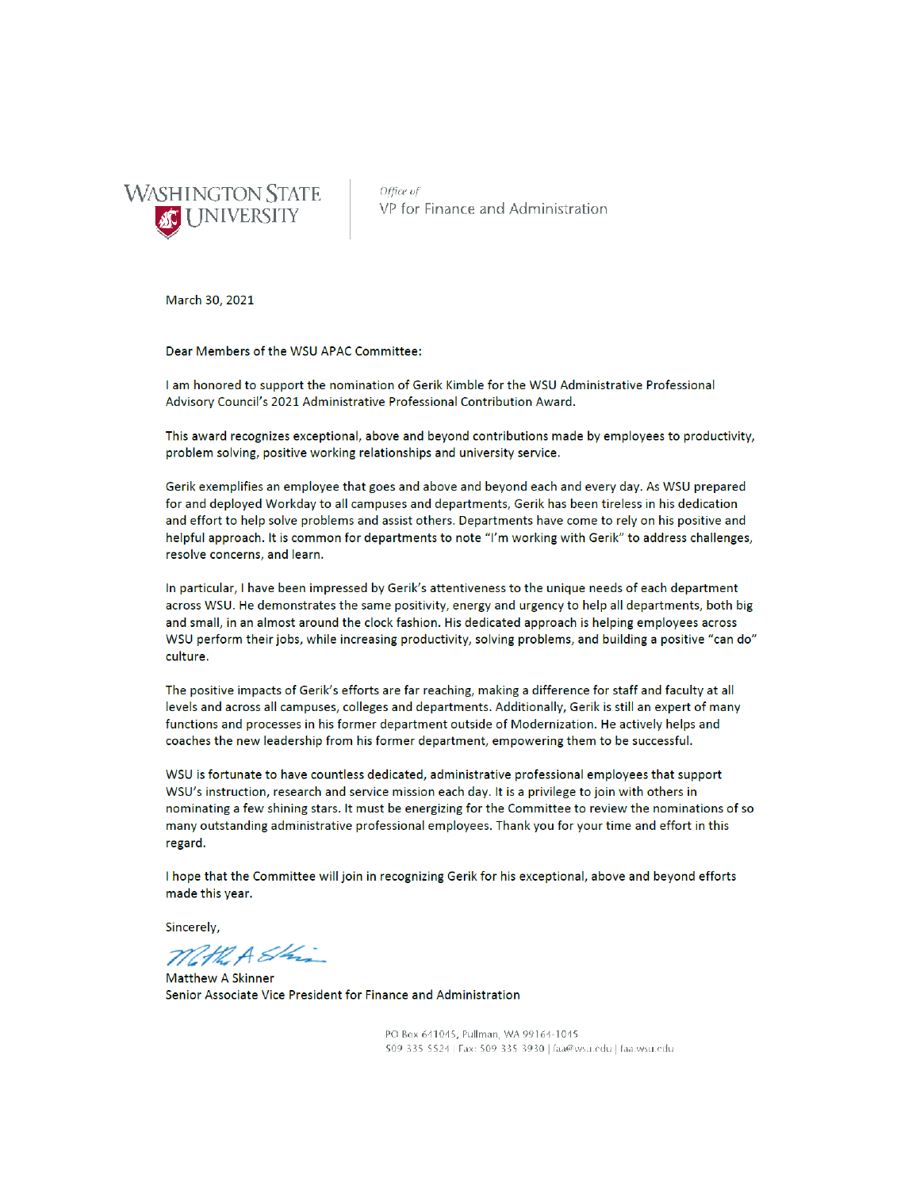WASHINGTON STATE UNIVERSITY

*Office of*
VP for Finance and Administration

March 30, 2021

Dear Members of the WSU APAC Committee:

I am honored to support the nomination of Gerik Kimble for the WSU Administrative Professional Advisory Council's 2021 Administrative Professional Contribution Award.

This award recognizes exceptional, above and beyond contributions made by employees to productivity, problem solving, positive working relationships and university service.

Gerik exemplifies an employee that goes and above and beyond each and every day. As WSU prepared for and deployed Workday to all campuses and departments, Gerik has been tireless in his dedication and effort to help solve problems and assist others. Departments have come to rely on his positive and helpful approach. It is common for departments to note "I'm working with Gerik" to address challenges, resolve concerns, and learn.

In particular, I have been impressed by Gerik's attentiveness to the unique needs of each department across WSU. He demonstrates the same positivity, energy and urgency to help all departments, both big and small, in an almost around the clock fashion. His dedicated approach is helping employees across WSU perform their jobs, while increasing productivity, solving problems, and building a positive "can do" culture.

The positive impacts of Gerik's efforts are far reaching, making a difference for staff and faculty at all levels and across all campuses, colleges and departments. Additionally, Gerik is still an expert of many functions and processes in his former department outside of Modernization. He actively helps and coaches the new leadership from his former department, empowering them to be successful.

WSU is fortunate to have countless dedicated, administrative professional employees that support WSU's instruction, research and service mission each day. It is a privilege to join with others in nominating a few shining stars. It must be energizing for the Committee to review the nominations of so many outstanding administrative professional employees. Thank you for your time and effort in this regard.

I hope that the Committee will join in recognizing Gerik for his exceptional, above and beyond efforts made this year.

Sincerely,

Matthew A Skinner
Senior Associate Vice President for Finance and Administration

PO Box 641045, Pullman, WA 99164-1045
509 335 5524 | Fax: 509 335 3930 | faa@wsu.edu | faa.wsu.edu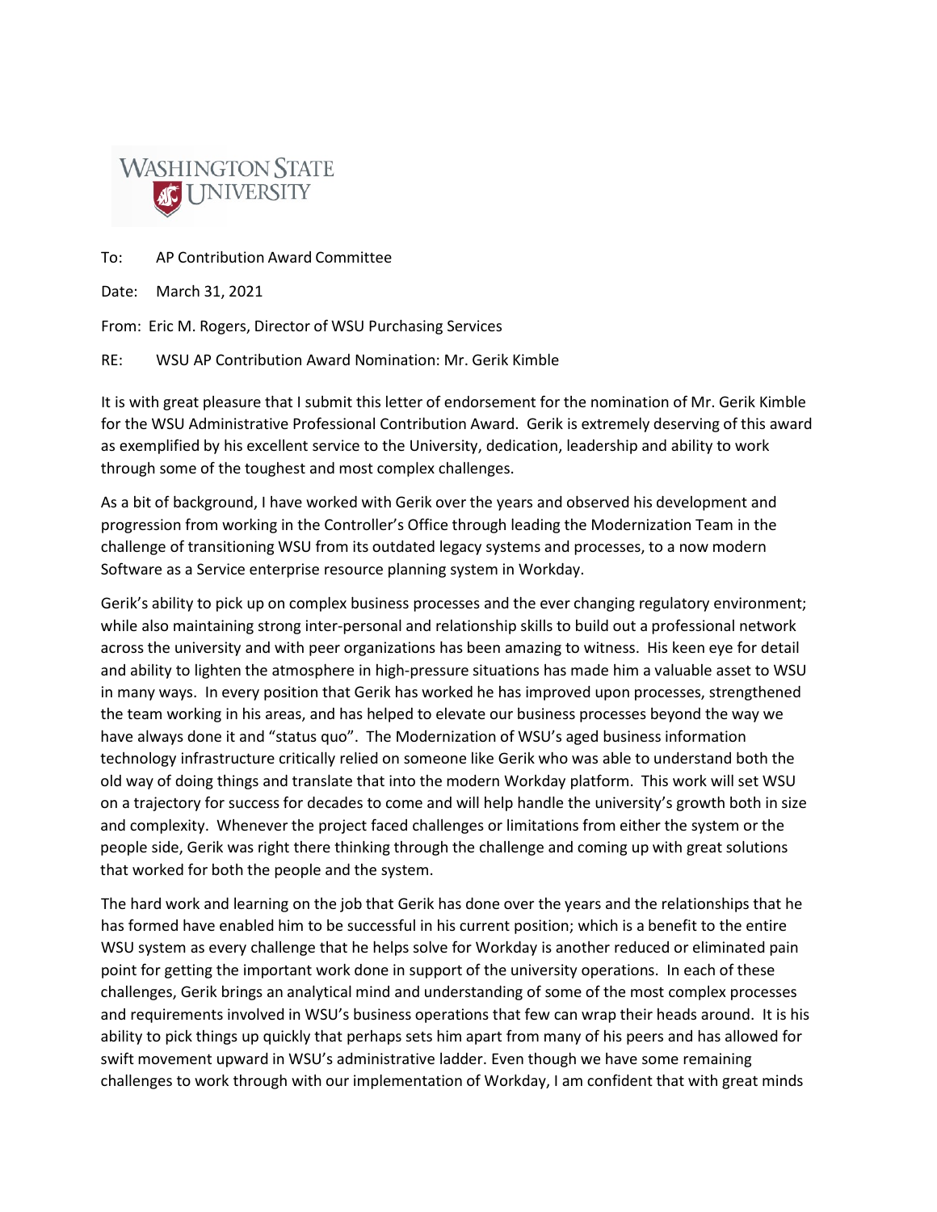WASHINGTON STATE UNIVERSITY

To: AP Contribution Award Committee

Date: March 31, 2021

From: Eric M. Rogers, Director of WSU Purchasing Services

RE: WSU AP Contribution Award Nomination: Mr. Gerik Kimble

It is with great pleasure that I submit this letter of endorsement for the nomination of Mr. Gerik Kimble for the WSU Administrative Professional Contribution Award. Gerik is extremely deserving of this award as exemplified by his excellent service to the University, dedication, leadership and ability to work through some of the toughest and most complex challenges.

As a bit of background, I have worked with Gerik over the years and observed his development and progression from working in the Controller's Office through leading the Modernization Team in the challenge of transitioning WSU from its outdated legacy systems and processes, to a now modern Software as a Service enterprise resource planning system in Workday.

Gerik's ability to pick up on complex business processes and the ever changing regulatory environment; while also maintaining strong inter-personal and relationship skills to build out a professional network across the university and with peer organizations has been amazing to witness. His keen eye for detail and ability to lighten the atmosphere in high-pressure situations has made him a valuable asset to WSU in many ways. In every position that Gerik has worked he has improved upon processes, strengthened the team working in his areas, and has helped to elevate our business processes beyond the way we have always done it and "status quo". The Modernization of WSU's aged business information technology infrastructure critically relied on someone like Gerik who was able to understand both the old way of doing things and translate that into the modern Workday platform. This work will set WSU on a trajectory for success for decades to come and will help handle the university's growth both in size and complexity. Whenever the project faced challenges or limitations from either the system or the people side, Gerik was right there thinking through the challenge and coming up with great solutions that worked for both the people and the system.

The hard work and learning on the job that Gerik has done over the years and the relationships that he has formed have enabled him to be successful in his current position; which is a benefit to the entire WSU system as every challenge that he helps solve for Workday is another reduced or eliminated pain point for getting the important work done in support of the university operations. In each of these challenges, Gerik brings an analytical mind and understanding of some of the most complex processes and requirements involved in WSU's business operations that few can wrap their heads around. It is his ability to pick things up quickly that perhaps sets him apart from many of his peers and has allowed for swift movement upward in WSU's administrative ladder. Even though we have some remaining challenges to work through with our implementation of Workday, I am confident that with great minds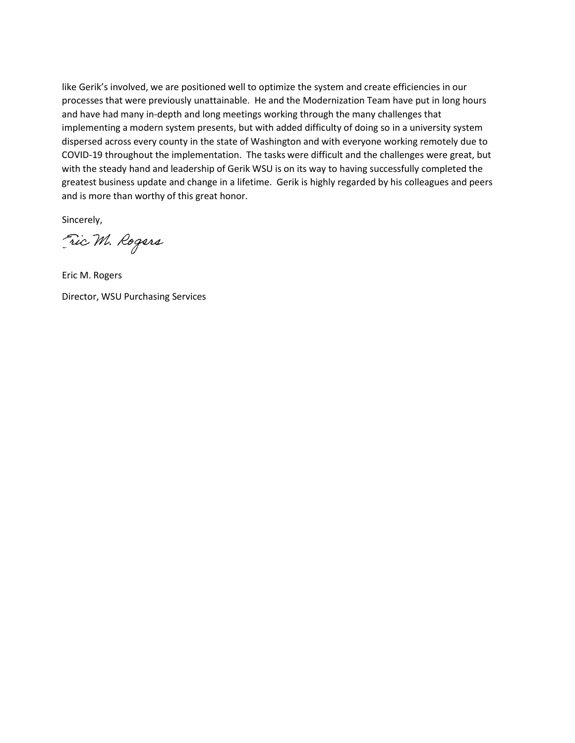like Gerik's involved, we are positioned well to optimize the system and create efficiencies in our processes that were previously unattainable. He and the Modernization Team have put in long hours and have had many in-depth and long meetings working through the many challenges that implementing a modern system presents, but with added difficulty of doing so in a university system dispersed across every county in the state of Washington and with everyone working remotely due to COVID-19 throughout the implementation. The tasks were difficult and the challenges were great, but with the steady hand and leadership of Gerik WSU is on its way to having successfully completed the greatest business update and change in a lifetime. Gerik is highly regarded by his colleagues and peers and is more than worthy of this great honor.

Sincerely,

Eric M. Rogers

Eric M. Rogers

Director, WSU Purchasing Services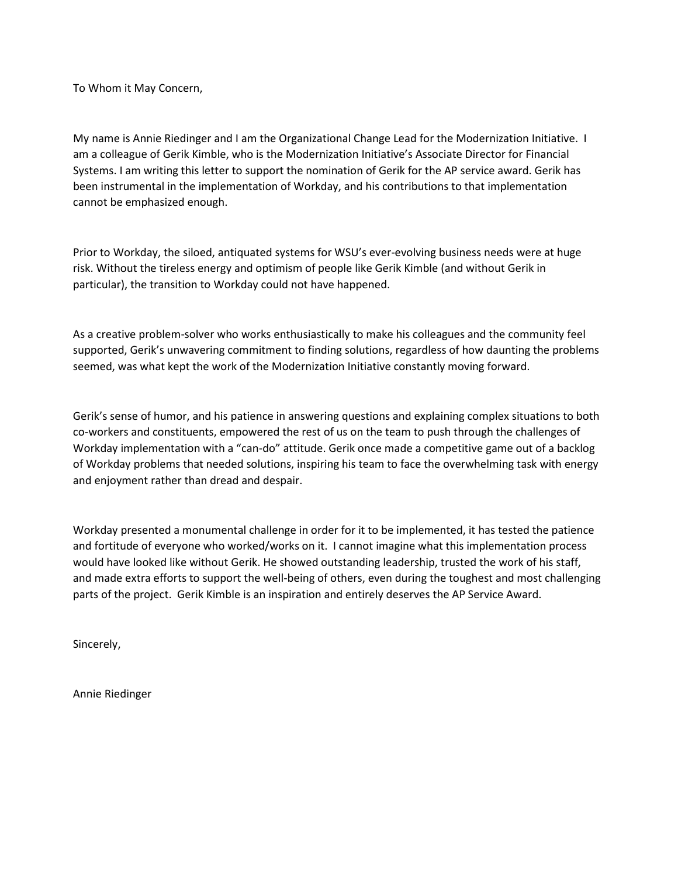To Whom it May Concern,

My name is Annie Riedinger and I am the Organizational Change Lead for the Modernization Initiative. I am a colleague of Gerik Kimble, who is the Modernization Initiative's Associate Director for Financial Systems. I am writing this letter to support the nomination of Gerik for the AP service award. Gerik has been instrumental in the implementation of Workday, and his contributions to that implementation cannot be emphasized enough.

Prior to Workday, the siloed, antiquated systems for WSU's ever-evolving business needs were at huge risk. Without the tireless energy and optimism of people like Gerik Kimble (and without Gerik in particular), the transition to Workday could not have happened.

As a creative problem-solver who works enthusiastically to make his colleagues and the community feel supported, Gerik's unwavering commitment to finding solutions, regardless of how daunting the problems seemed, was what kept the work of the Modernization Initiative constantly moving forward.

Gerik's sense of humor, and his patience in answering questions and explaining complex situations to both co-workers and constituents, empowered the rest of us on the team to push through the challenges of Workday implementation with a "can-do" attitude. Gerik once made a competitive game out of a backlog of Workday problems that needed solutions, inspiring his team to face the overwhelming task with energy and enjoyment rather than dread and despair.

Workday presented a monumental challenge in order for it to be implemented, it has tested the patience and fortitude of everyone who worked/works on it. I cannot imagine what this implementation process would have looked like without Gerik. He showed outstanding leadership, trusted the work of his staff, and made extra efforts to support the well-being of others, even during the toughest and most challenging parts of the project. Gerik Kimble is an inspiration and entirely deserves the AP Service Award.

Sincerely,

Annie Riedinger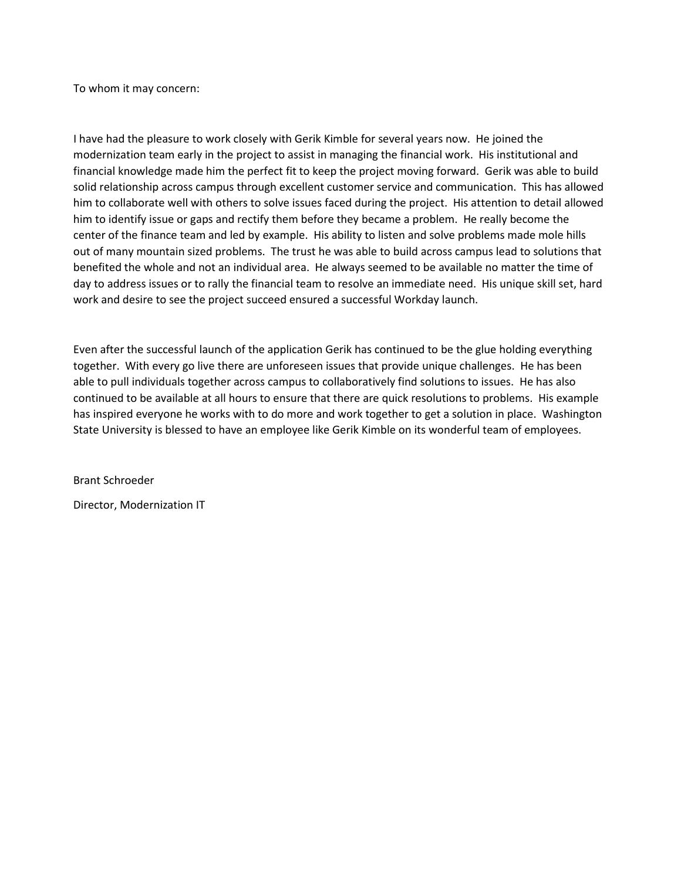To whom it may concern:

I have had the pleasure to work closely with Gerik Kimble for several years now. He joined the modernization team early in the project to assist in managing the financial work. His institutional and financial knowledge made him the perfect fit to keep the project moving forward. Gerik was able to build solid relationship across campus through excellent customer service and communication. This has allowed him to collaborate well with others to solve issues faced during the project. His attention to detail allowed him to identify issue or gaps and rectify them before they became a problem. He really become the center of the finance team and led by example. His ability to listen and solve problems made mole hills out of many mountain sized problems. The trust he was able to build across campus lead to solutions that benefited the whole and not an individual area. He always seemed to be available no matter the time of day to address issues or to rally the financial team to resolve an immediate need. His unique skill set, hard work and desire to see the project succeed ensured a successful Workday launch.

Even after the successful launch of the application Gerik has continued to be the glue holding everything together. With every go live there are unforeseen issues that provide unique challenges. He has been able to pull individuals together across campus to collaboratively find solutions to issues. He has also continued to be available at all hours to ensure that there are quick resolutions to problems. His example has inspired everyone he works with to do more and work together to get a solution in place. Washington State University is blessed to have an employee like Gerik Kimble on its wonderful team of employees.

Brant Schroeder

Director, Modernization IT